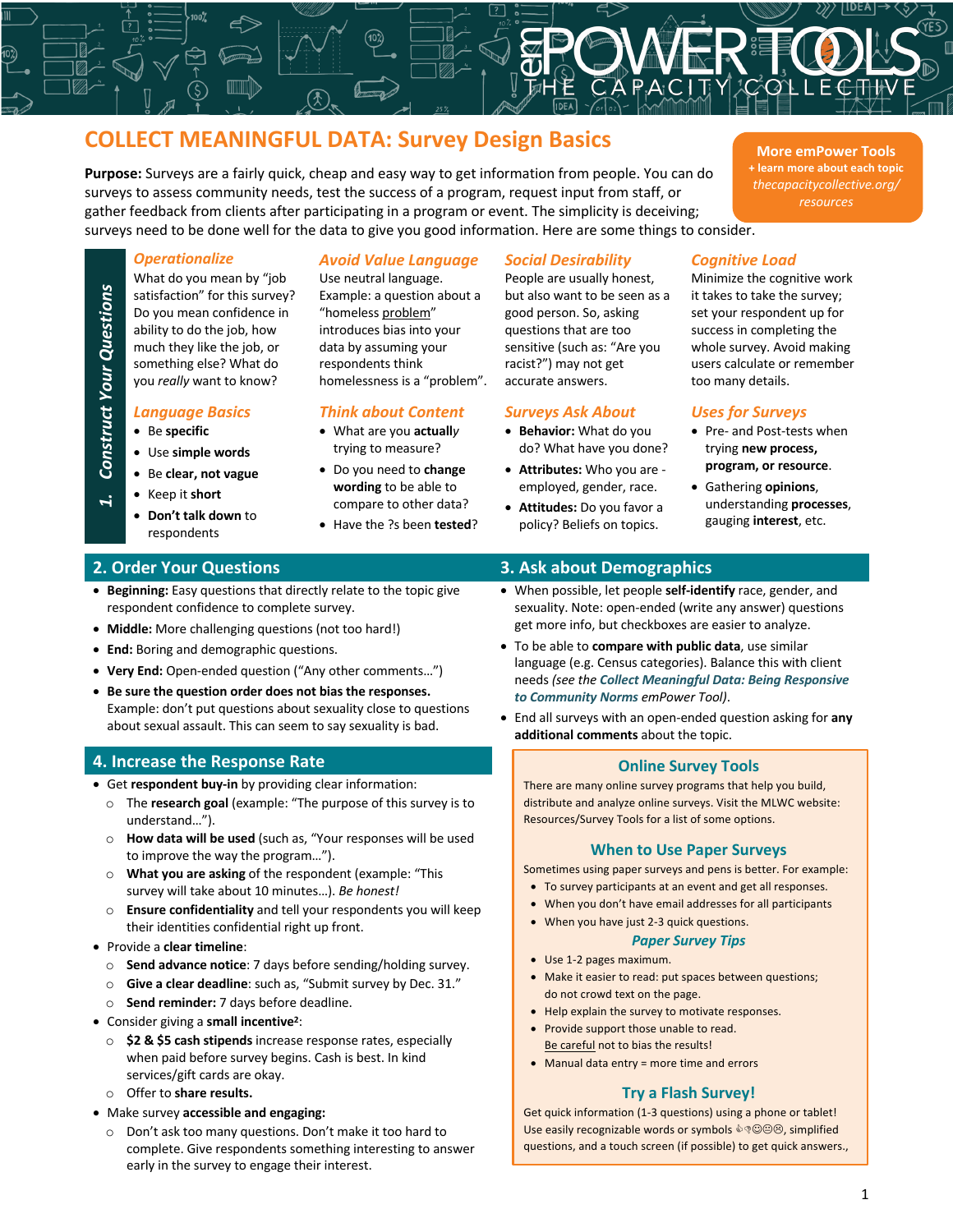# COLLECT MEANINGFUL DATA: Survey Design Basics

**More emPower Tools**
**+ learn more about each topic**
*thecapacitycollective.org/resources*

**Purpose:** Surveys are a fairly quick, cheap and easy way to get information from people. You can do surveys to assess community needs, test the success of a program, request input from staff, or gather feedback from clients after participating in a program or event. The simplicity is deceiving; surveys need to be done well for the data to give you good information. Here are some things to consider.

## 1. Construct Your Questions

### *Operationalize*

What do you mean by "job satisfaction" for this survey? Do you mean confidence in ability to do the job, how much they like the job, or something else? What do you *really* want to know?

### *Avoid Value Language*

Use neutral language. Example: a question about a "homeless problem" introduces bias into your data by assuming your respondents think homelessness is a "problem".

### *Social Desirability*

People are usually honest, but also want to be seen as a good person. So, asking questions that are sensitive (such as: "Are you racist?") may not get accurate answers.

### *Cognitive Load*

Minimize the cognitive work it takes to take the survey; set your respondent up for success in completing the whole survey. Avoid making users calculate or remember too many details.

### *Language Basics*

- Be **specific**
- Use **simple words**
- Be **clear, not vague**
- Keep it **short**
- **Don't talk down** to respondents

### *Think about Content*

- What are you **actually** trying to measure?
- Do you need to **change wording** to be able to compare to other data?
- Have the ?s been **tested**?

### *Surveys Ask About*

- **Behavior:** What do you do? What have you done?
- **Attributes:** Who you are - employed, gender, race.
- **Attitudes:** Do you favor a policy? Beliefs on topics.

### *Uses for Surveys*

- Pre- and Post-tests when trying **new process, program, or resource**.
- Gathering **opinions**, understanding **processes**, gauging **interest**, etc.

## 2. Order Your Questions

- **Beginning:** Easy questions that directly relate to the topic give respondent confidence to complete survey.
- **Middle:** More challenging questions (not too hard!)
- **End:** Boring and demographic questions.
- **Very End:** Open-ended question ("Any other comments…")
- **Be sure the question order does not bias the responses.** Example: don't put questions about sexuality close to questions about sexual assault. This can say sexuality is bad.

## 3. Ask about Demographics

- When possible, let people **self-identify** race, gender, and sexuality. Note: open-ended (write any answer) questions get more info, but checkboxes are easier to analyze.
- To be able to **compare with public data**, use similar language (e.g. Census categories). Balance this with client needs *(see the **Collect Meaningful Data: Being Responsive to Community Norms*** *emPower Tool).*
- End all surveys with an open-ended question asking for **any additional comments** about the topic.

## 4. Increase the Response Rate

- Get **respondent buy-in** by providing clear information:
  - The **research goal** (example: "The purpose of this survey is to understand…").
  - **How data will be used** (such as, "Your responses will be used to improve the way the program…").
  - **What you are asking** of the respondent (example: "This survey will take about 10 minutes…). *Be honest!*
  - **Ensure confidentiality** and tell your respondents you will keep their identities confidential right up front.
- Provide a **clear timeline**:
  - **Send advance notice**: 7 days before sending/holding survey.
  - **Give a clear deadline**: such as, "Submit survey by Dec. 31."
  - **Send reminder:** 7 days before deadline.
- Consider giving a **small incentive**[2]:
  - **$2 & $5 cash stipends** increase response rates, especially when paid before survey begins. Cash is best. In kind services/gift cards are okay.
  - Offer to **share results.**
- Make survey **accessible and engaging:**
  - Don't ask too many questions. Don't make it too hard to complete. Give respondents something interesting to answer early in the survey to engage their interest.

### Online Survey Tools

There are many online survey programs that help you build, distribute and analyze online surveys. Visit the MLWC website: Resources/Survey Tools for a list of some options.

### When to Use Paper Surveys

Sometimes using paper surveys and pens is better. For example:

- To survey participants at an event and get all responses.
- When you don't have email addresses for all participants
- When you have just 2-3 quick questions.

#### *Paper Survey Tips*

- Use 1-2 pages maximum.
- Make it easier to read: put spaces between questions; do not crowd text on the page.
- Help explain the survey to motivate responses.
- Provide support those unable to read. Be careful not to bias the results!
- Manual data entry = more time and errors

### Try a Flash Survey!

Get quick information (1-3 questions) using a phone or tablet! Use easily recognizable words or symbols 👍👎😊😐☹, simplified questions, and a touch screen (if possible) to get quick answers.,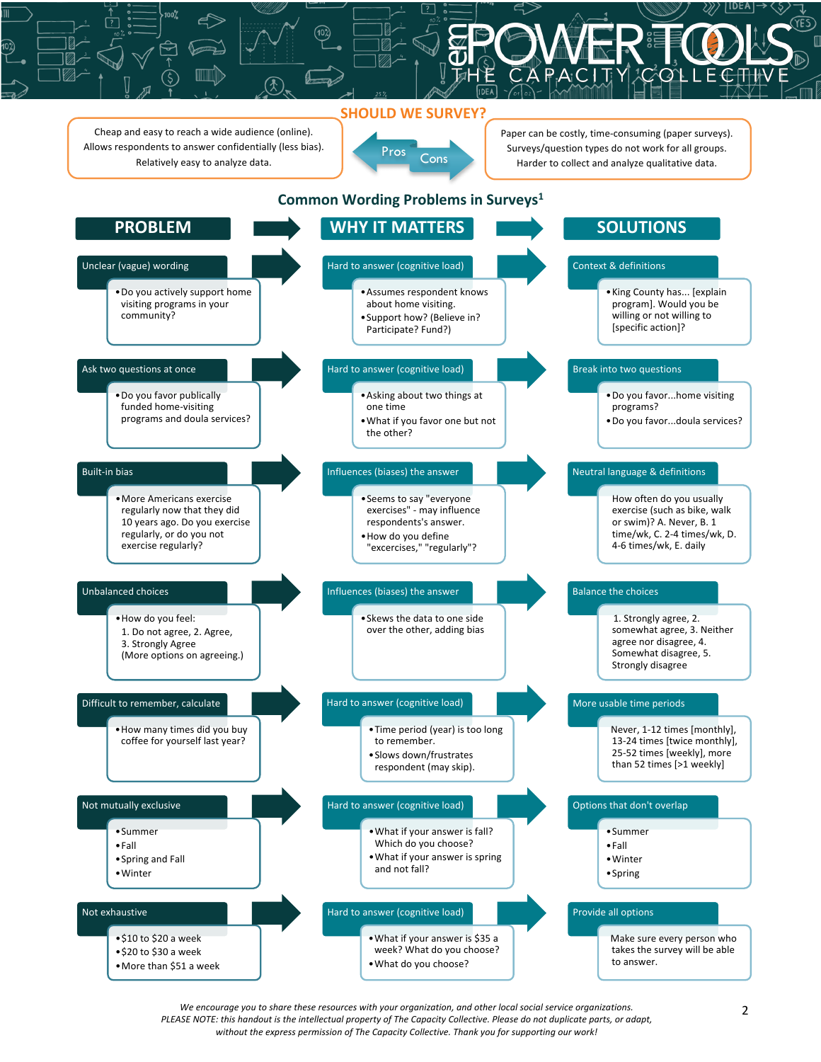# emPOWER TOOLS
## THE CAPACITY COLLECTIVE

## SHOULD WE SURVEY?

**Pros**

Cheap and easy to reach a wide audience (online).
Allows respondents to answer confidentially (less bias).
Relatively easy to analyze data.

**Cons**

Paper can be costly, time-consuming (paper surveys).
Surveys/question types do not work for all groups.
Harder to collect and analyze qualitative data.

## Common Wording Problems in Surveys[1]

| PROBLEM | WHY IT MATTERS | SOLUTIONS |
|---|---|---|
| **Unclear (vague) wording**<br>• Do you actively support home visiting programs in your community? | **Hard to answer (cognitive load)**<br>• Assumes respondent knows about home visiting.<br>• Support how? (Believe in? Participate? Fund?) | **Context & definitions**<br>• King County has... [explain program]. Would you be willing or not willing to [specific action]? |
| **Ask two questions at once**<br>• Do you favor publically funded home-visiting programs and doula services? | **Hard to answer (cognitive load)**<br>• Asking about two things at one time<br>• What if you favor one but not the other? | **Break into two questions**<br>• Do you favor...home visiting programs?<br>• Do you favor...doula services? |
| **Built-in bias**<br>• More Americans exercise regularly now that they did 10 years ago. Do you exercise regularly, or do you not exercise regularly? | **Influences (biases) the answer**<br>• Seems to say "everyone exercises" - may influence respondents's answer.<br>• How do you define "excercises," "regularly"? | **Neutral language & definitions**<br>How often do you usually exercise (such as bike, walk or swim)? A. Never, B. 1 time/wk, C. 2-4 times/wk, D. 4-6 times/wk, E. daily |
| **Unbalanced choices**<br>• How do you feel:<br>1. Do not agree, 2. Agree, 3. Strongly Agree<br>(More options on agreeing.) | **Influences (biases) the answer**<br>• Skews the data to one side over the other, adding bias | **Balance the choices**<br>1. Strongly agree, 2. somewhat agree, 3. Neither agree nor disagree, 4. Somewhat disagree, 5. Strongly disagree |
| **Difficult to remember, calculate**<br>• How many times did you buy coffee for yourself last year? | **Hard to answer (cognitive load)**<br>• Time period (year) is too long to remember.<br>• Slows down/frustrates respondent (may skip). | **More usable time periods**<br>Never, 1-12 times [monthly], 13-24 times [twice monthly], 25-52 times [weekly], more than 52 times [>1 weekly] |
| **Not mutually exclusive**<br>• Summer<br>• Fall<br>• Spring and Fall<br>• Winter | **Hard to answer (cognitive load)**<br>• What if your answer is fall? Which do you choose?<br>• What if your answer is spring and not fall? | **Options that don't overlap**<br>• Summer<br>• Fall<br>• Winter<br>• Spring |
| **Not exhaustive**<br>• $10 to $20 a week<br>• $20 to $30 a week<br>• More than $51 a week | **Hard to answer (cognitive load)**<br>• What if your answer is $35 a week? What do you choose?<br>• What do you choose? | **Provide all options**<br>Make sure every person who takes the survey will be able to answer. |

*We encourage you to share these resources with your organization, and other local social service organizations.*
*PLEASE NOTE: this handout is the intellectual property of The Capacity Collective. Please do not duplicate parts, or adapt, without the express permission of The Capacity Collective. Thank you for supporting our work!*